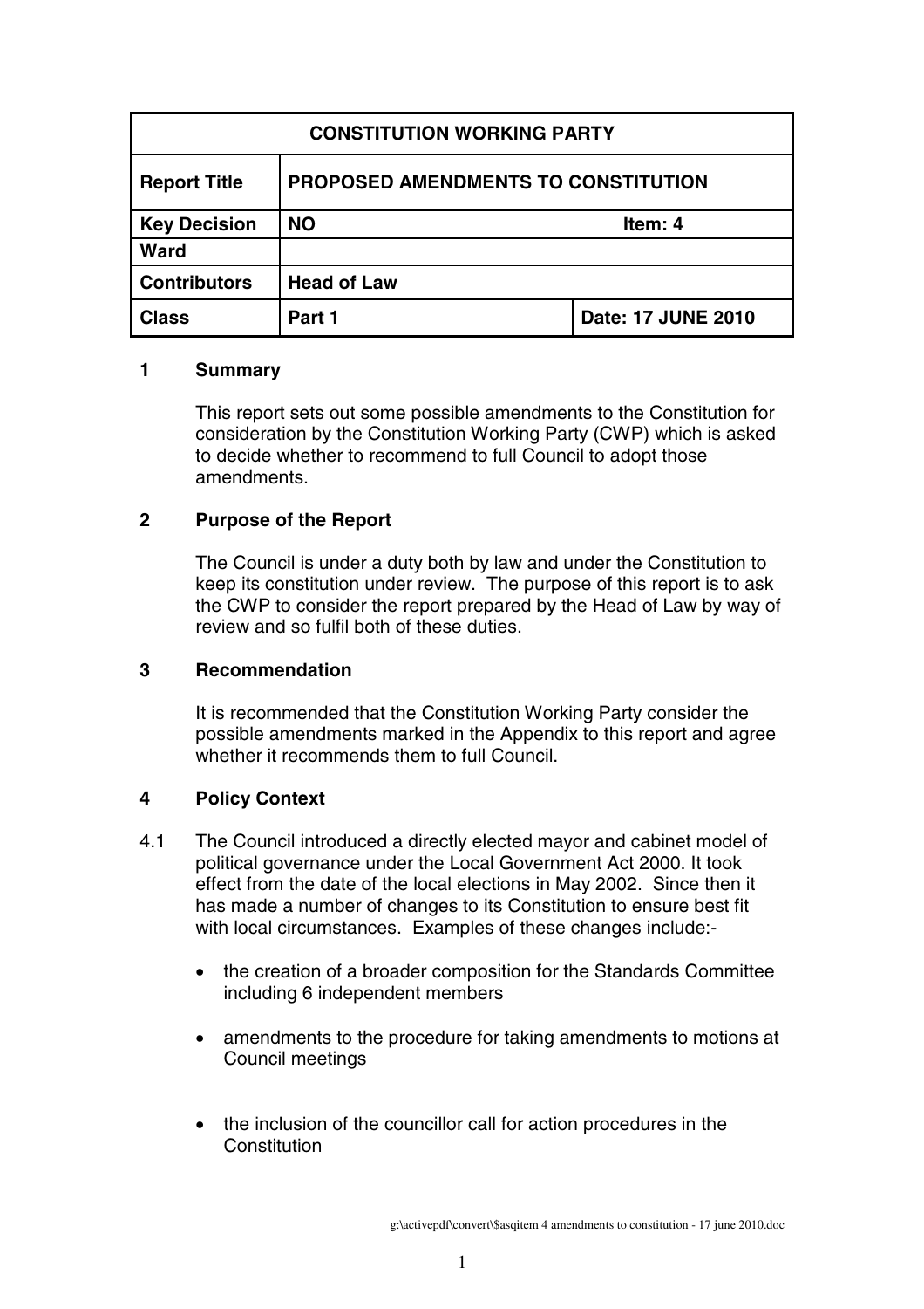| CONSTITUTION WORKING PARTY | | |
|---|---|---|
| **Report Title** | **PROPOSED AMENDMENTS TO CONSTITUTION** | |
| **Key Decision** | **NO** | **Item: 4** |
| **Ward** | | |
| **Contributors** | **Head of Law** | |
| **Class** | **Part 1** | **Date: 17 JUNE 2010** |

## 1 Summary

This report sets out some possible amendments to the Constitution for consideration by the Constitution Working Party (CWP) which is asked to decide whether to recommend to full Council to adopt those amendments.

## 2 Purpose of the Report

The Council is under a duty both by law and under the Constitution to keep its constitution under review. The purpose of this report is to ask the CWP to consider the report prepared by the Head of Law by way of review and so fulfil both of these duties.

## 3 Recommendation

It is recommended that the Constitution Working Party consider the possible amendments marked in the Appendix to this report and agree whether it recommends them to full Council.

## 4 Policy Context

4.1 The Council introduced a directly elected mayor and cabinet model of political governance under the Local Government Act 2000. It took effect from the date of the local elections in May 2002. Since then it has made a number of changes to its Constitution to ensure best fit with local circumstances. Examples of these changes include:-

- the creation of a broader composition for the Standards Committee including 6 independent members
- amendments to the procedure for taking amendments to motions at Council meetings
- the inclusion of the councillor call for action procedures in the Constitution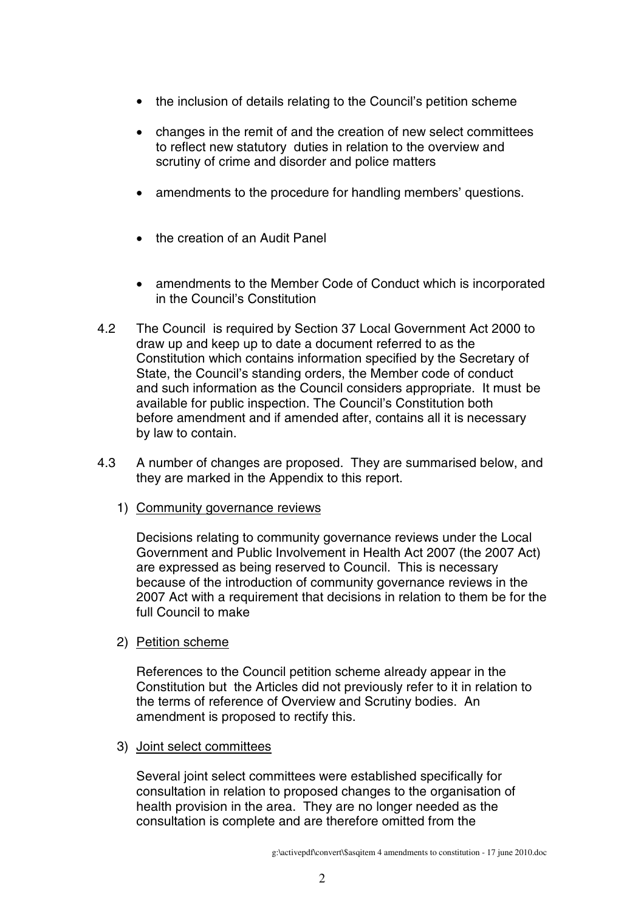- the inclusion of details relating to the Council's petition scheme
- changes in the remit of and the creation of new select committees to reflect new statutory duties in relation to the overview and scrutiny of crime and disorder and police matters
- amendments to the procedure for handling members' questions.
- the creation of an Audit Panel
- amendments to the Member Code of Conduct which is incorporated in the Council's Constitution

4.2 The Council is required by Section 37 Local Government Act 2000 to draw up and keep up to date a document referred to as the Constitution which contains information specified by the Secretary of State, the Council's standing orders, the Member code of conduct and such information as the Council considers appropriate. It must be available for public inspection. The Council's Constitution both before amendment and if amended after, contains all it is necessary by law to contain.

4.3 A number of changes are proposed. They are summarised below, and they are marked in the Appendix to this report.

1) <u>Community governance reviews</u>

   Decisions relating to community governance reviews under the Local Government and Public Involvement in Health Act 2007 (the 2007 Act) are expressed as being reserved to Council. This is necessary because of the introduction of community governance reviews in the 2007 Act with a requirement that decisions in relation to them be for the full Council to make

2) <u>Petition scheme</u>

   References to the Council petition scheme already appear in the Constitution but the Articles did not previously refer to it in relation to the terms of reference of Overview and Scrutiny bodies. An amendment is proposed to rectify this.

3) <u>Joint select committees</u>

   Several joint select committees were established specifically for consultation in relation to proposed changes to the organisation of health provision in the area. They are no longer needed as the consultation is complete and are therefore omitted from the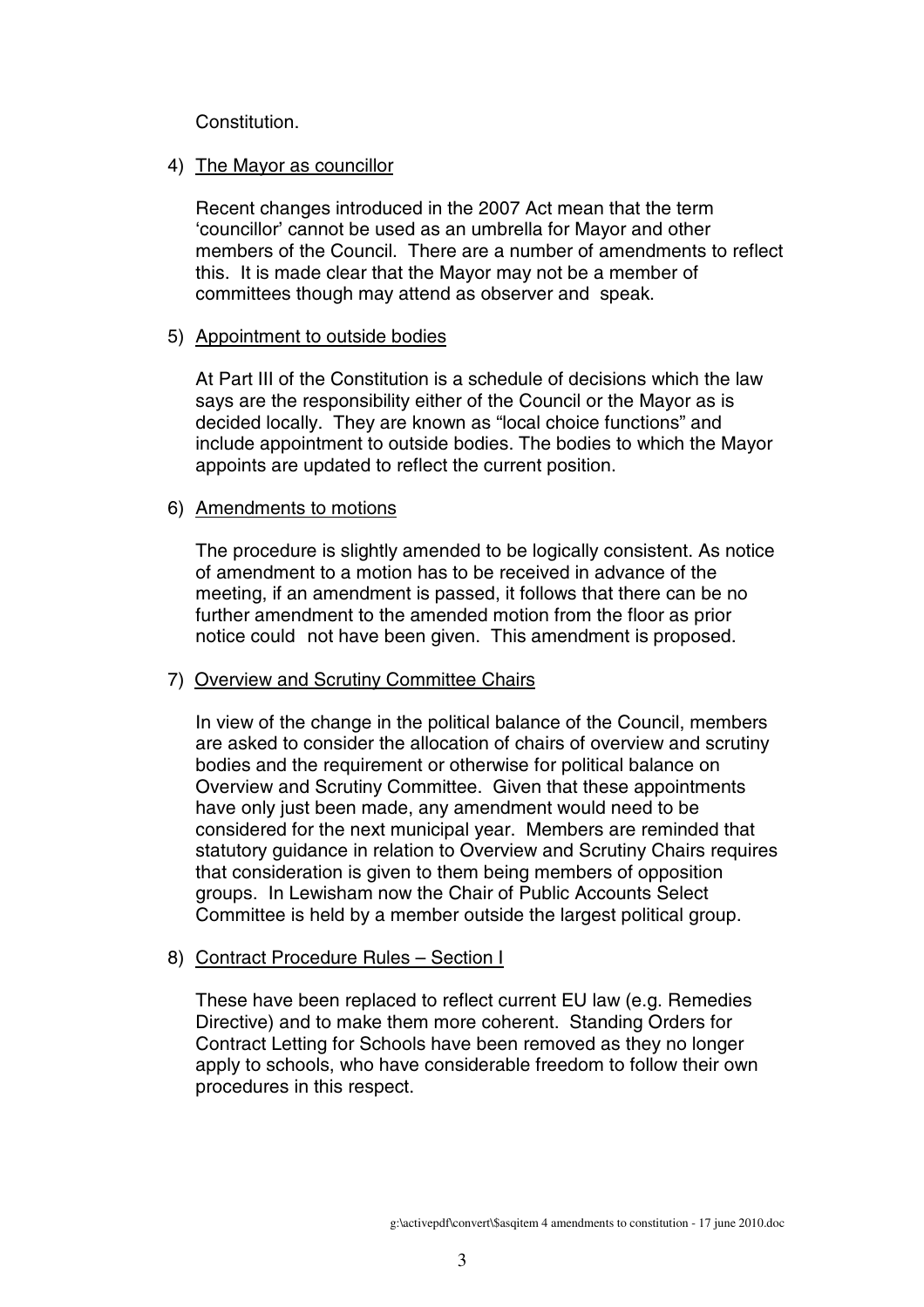Constitution.

4) The Mayor as councillor

   Recent changes introduced in the 2007 Act mean that the term 'councillor' cannot be used as an umbrella for Mayor and other members of the Council. There are a number of amendments to reflect this. It is made clear that the Mayor may not be a member of committees though may attend as observer and speak.

5) Appointment to outside bodies

   At Part III of the Constitution is a schedule of decisions which the law says are the responsibility either of the Council or the Mayor as is decided locally. They are known as "local choice functions" and include appointment to outside bodies. The bodies to which the Mayor appoints are updated to reflect the current position.

6) Amendments to motions

   The procedure is slightly amended to be logically consistent. As notice of amendment to a motion has to be received in advance of the meeting, if an amendment is passed, it follows that there can be no further amendment to the amended motion from the floor as prior notice could not have been given. This amendment is proposed.

7) Overview and Scrutiny Committee Chairs

   In view of the change in the political balance of the Council, members are asked to consider the allocation of chairs of overview and scrutiny bodies and the requirement or otherwise for political balance on Overview and Scrutiny Committee. Given that these appointments have only just been made, any amendment would need to be considered for the next municipal year. Members are reminded that statutory guidance in relation to Overview and Scrutiny Chairs requires that consideration is given to them being members of opposition groups. In Lewisham now the Chair of Public Accounts Select Committee is held by a member outside the largest political group.

8) Contract Procedure Rules – Section I

   These have been replaced to reflect current EU law (e.g. Remedies Directive) and to make them more coherent. Standing Orders for Contract Letting for Schools have been removed as they no longer apply to schools, who have considerable freedom to follow their own procedures in this respect.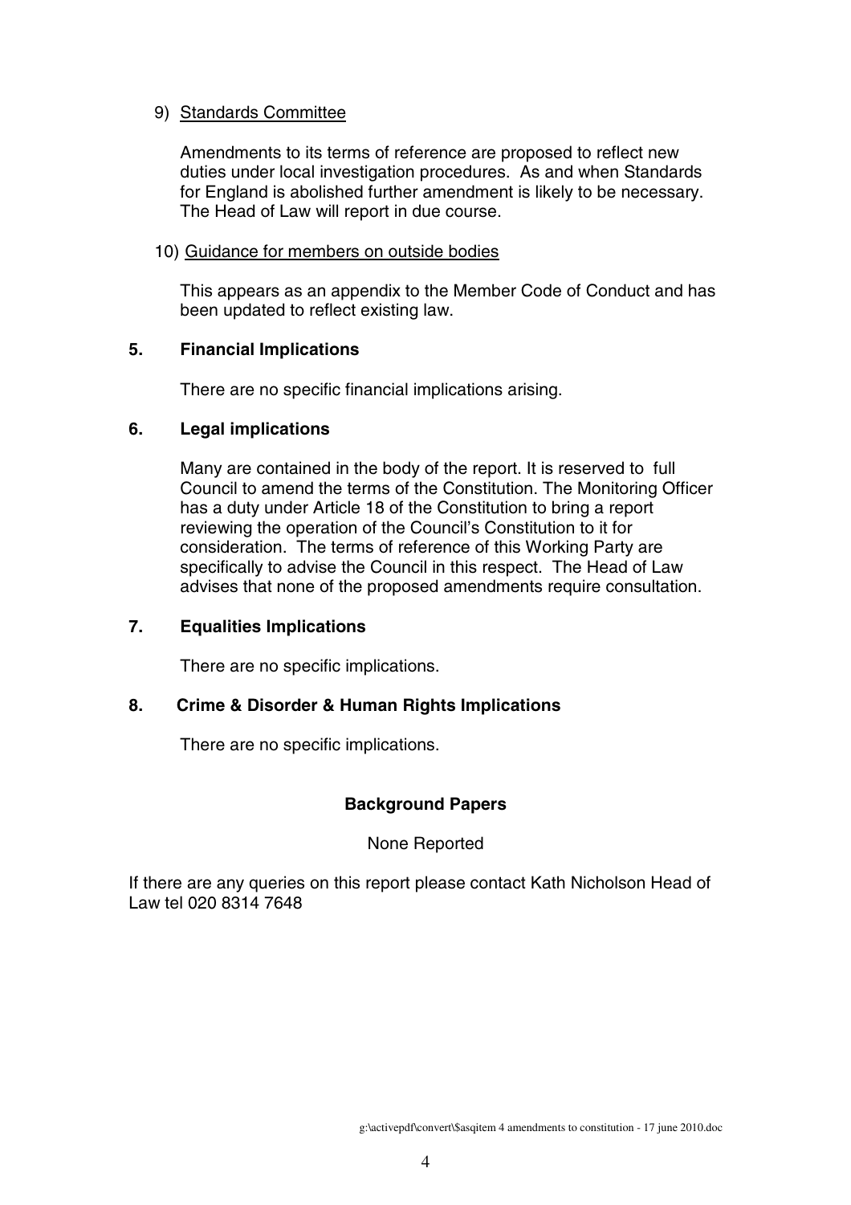9) <u>Standards Committee</u>

Amendments to its terms of reference are proposed to reflect new duties under local investigation procedures. As and when Standards for England is abolished further amendment is likely to be necessary. The Head of Law will report in due course.

10) <u>Guidance for members on outside bodies</u>

This appears as an appendix to the Member Code of Conduct and has been updated to reflect existing law.

## 5. Financial Implications

There are no specific financial implications arising.

## 6. Legal implications

Many are contained in the body of the report. It is reserved to full Council to amend the terms of the Constitution. The Monitoring Officer has a duty under Article 18 of the Constitution to bring a report reviewing the operation of the Council's Constitution to it for consideration. The terms of reference of this Working Party are specifically to advise the Council in this respect. The Head of Law advises that none of the proposed amendments require consultation.

## 7. Equalities Implications

There are no specific implications.

## 8. Crime & Disorder & Human Rights Implications

There are no specific implications.

### Background Papers

None Reported

If there are any queries on this report please contact Kath Nicholson Head of Law tel 020 8314 7648

g:\activepdf\convert\$asqitem 4 amendments to constitution - 17 june 2010.doc